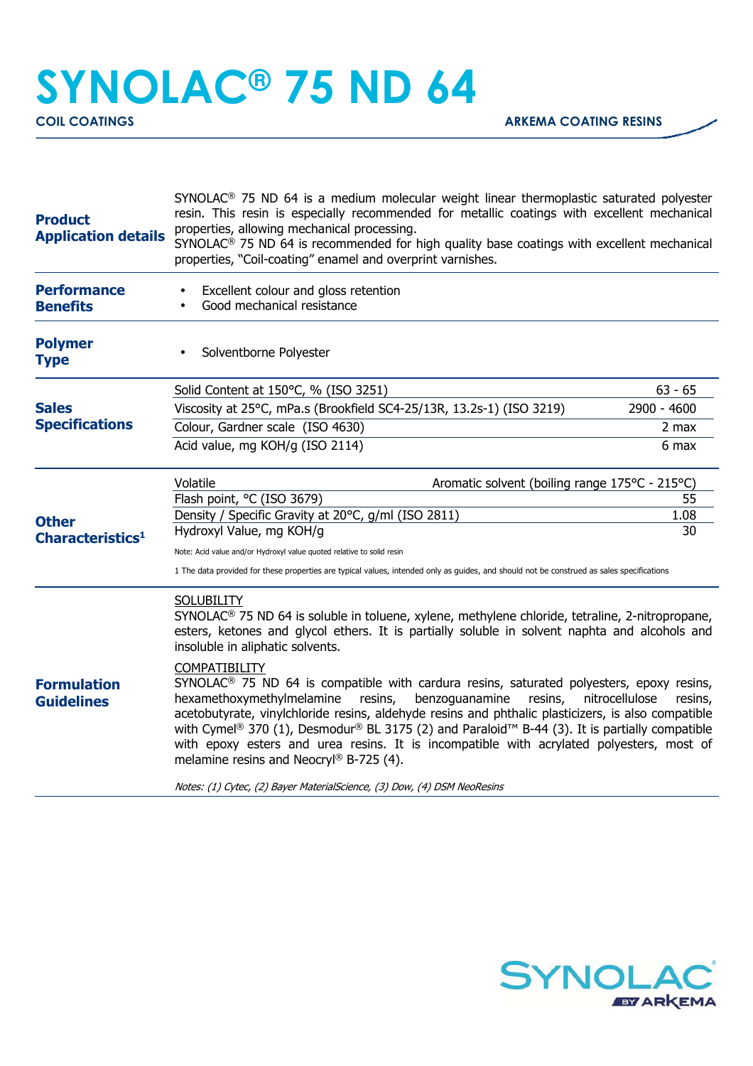# SYNOLAC® 75 ND 64

**COIL COATINGS** — **ARKEMA COATING RESINS**

## Product Application details

SYNOLAC® 75 ND 64 is a medium molecular weight linear thermoplastic saturated polyester resin. This resin is especially recommended for metallic coatings with excellent mechanical properties, allowing mechanical processing.
SYNOLAC® 75 ND 64 is recommended for high quality base coatings with excellent mechanical properties, "Coil-coating" enamel and overprint varnishes.

## Performance Benefits

- Excellent colour and gloss retention
- Good mechanical resistance

## Polymer Type

- Solventborne Polyester

## Sales Specifications

| Property | Value |
|---|---|
| Solid Content at 150°C, % (ISO 3251) | 63 - 65 |
| Viscosity at 25°C, mPa.s (Brookfield SC4-25/13R, 13.2s-1) (ISO 3219) | 2900 - 4600 |
| Colour, Gardner scale (ISO 4630) | 2 max |
| Acid value, mg KOH/g (ISO 2114) | 6 max |

## Other Characteristics[1]

| Property | Value |
|---|---|
| Volatile | Aromatic solvent (boiling range 175°C - 215°C) |
| Flash point, °C (ISO 3679) | 55 |
| Density / Specific Gravity at 20°C, g/ml (ISO 2811) | 1.08 |
| Hydroxyl Value, mg KOH/g | 30 |

Note: Acid value and/or Hydroxyl value quoted relative to solid resin

1 The data provided for these properties are typical values, intended only as guides, and should not be construed as sales specifications

## Formulation Guidelines

SOLUBILITY
SYNOLAC® 75 ND 64 is soluble in toluene, xylene, methylene chloride, tetraline, 2-nitropropane, esters, ketones and glycol ethers. It is partially soluble in solvent naphta and alcohols and insoluble in aliphatic solvents.

COMPATIBILITY
SYNOLAC® 75 ND 64 is compatible with cardura resins, saturated polyesters, epoxy resins, hexamethoxymethylmelamine resins, benzoguanamine resins, nitrocellulose resins, acetobutyrate, vinylchloride resins, aldehyde resins and phthalic plasticizers, is also compatible with Cymel® 370 (1), Desmodur® BL 3175 (2) and Paraloid™ B-44 (3). It is partially compatible with epoxy esters and urea resins. It is incompatible with acrylated polyesters, most of melamine resins and Neocryl® B-725 (4).

*Notes: (1) Cytec, (2) Bayer MaterialScience, (3) Dow, (4) DSM NeoResins*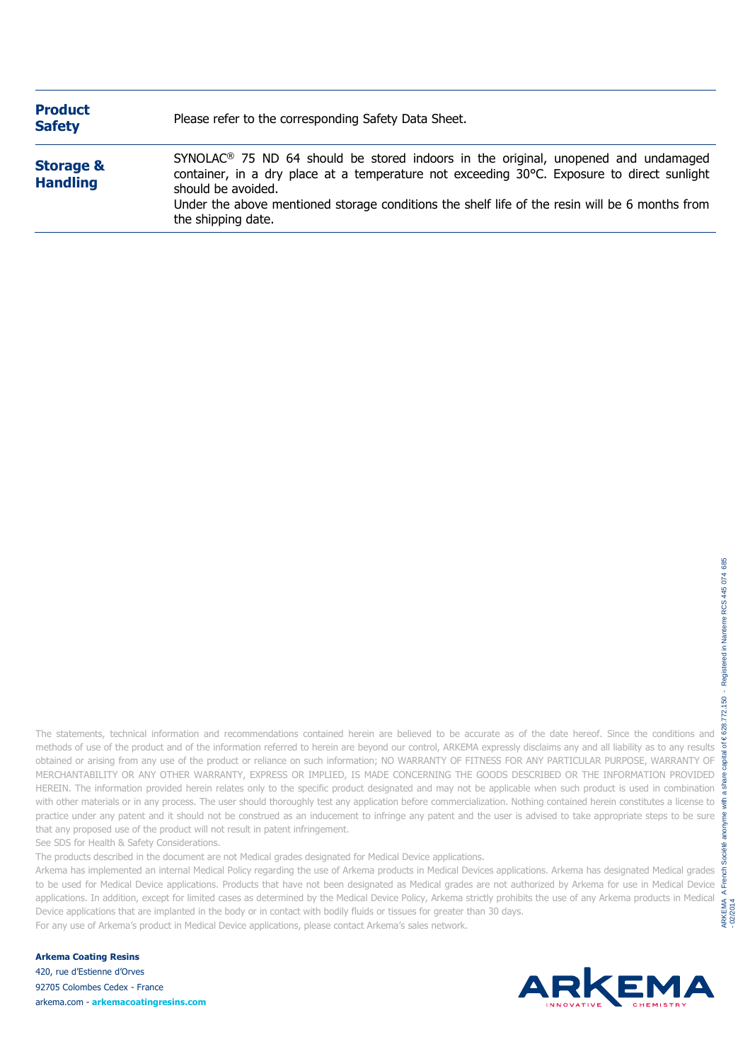| | |
|---|---|
| **Product Safety** | Please refer to the corresponding Safety Data Sheet. |
| **Storage & Handling** | SYNOLAC® 75 ND 64 should be stored indoors in the original, unopened and undamaged container, in a dry place at a temperature not exceeding 30°C. Exposure to direct sunlight should be avoided.<br>Under the above mentioned storage conditions the shelf life of the resin will be 6 months from the shipping date. |

The statements, technical information and recommendations contained herein are believed to be accurate as of the date hereof. Since the conditions and methods of use of the product and of the information referred to herein are beyond our control, ARKEMA expressly disclaims any and all liability as to any results obtained or arising from any use of the product or reliance on such information; NO WARRANTY OF FITNESS FOR ANY PARTICULAR PURPOSE, WARRANTY OF MERCHANTABILITY OR ANY OTHER WARRANTY, EXPRESS OR IMPLIED, IS MADE CONCERNING THE GOODS DESCRIBED OR THE INFORMATION PROVIDED HEREIN. The information provided herein relates only to the specific product designated and may not be applicable when such product is used in combination with other materials or in any process. The user should thoroughly test any application before commercialization. Nothing contained herein constitutes a license to practice under any patent and it should not be construed as an inducement to infringe any patent and the user is advised to take appropriate steps to be sure that any proposed use of the product will not result in patent infringement.
See SDS for Health & Safety Considerations.

The products described in the document are not Medical grades designated for Medical Device applications.
Arkema has implemented an internal Medical Policy regarding the use of Arkema products in Medical Devices applications. Arkema has designated Medical grades to be used for Medical Device applications. Products that have not been designated as Medical grades are not authorized by Arkema for use in Medical Device applications. In addition, except for limited cases as determined by the Medical Device Policy, Arkema strictly prohibits the use of any Arkema products in Medical Device applications that are implanted in the body or in contact with bodily fluids or tissues for greater than 30 days.
For any use of Arkema's product in Medical Device applications, please contact Arkema's sales network.

ARKEMA A French Société anonyme with a share capital of € 628.772.150 - Registered in Nanterre RCS 445 074 685 - 02/2014

**Arkema Coating Resins**
420, rue d'Estienne d'Orves
92705 Colombes Cedex - France
arkema.com - **arkemacoatingresins.com**

ARKEMA INNOVATIVE CHEMISTRY